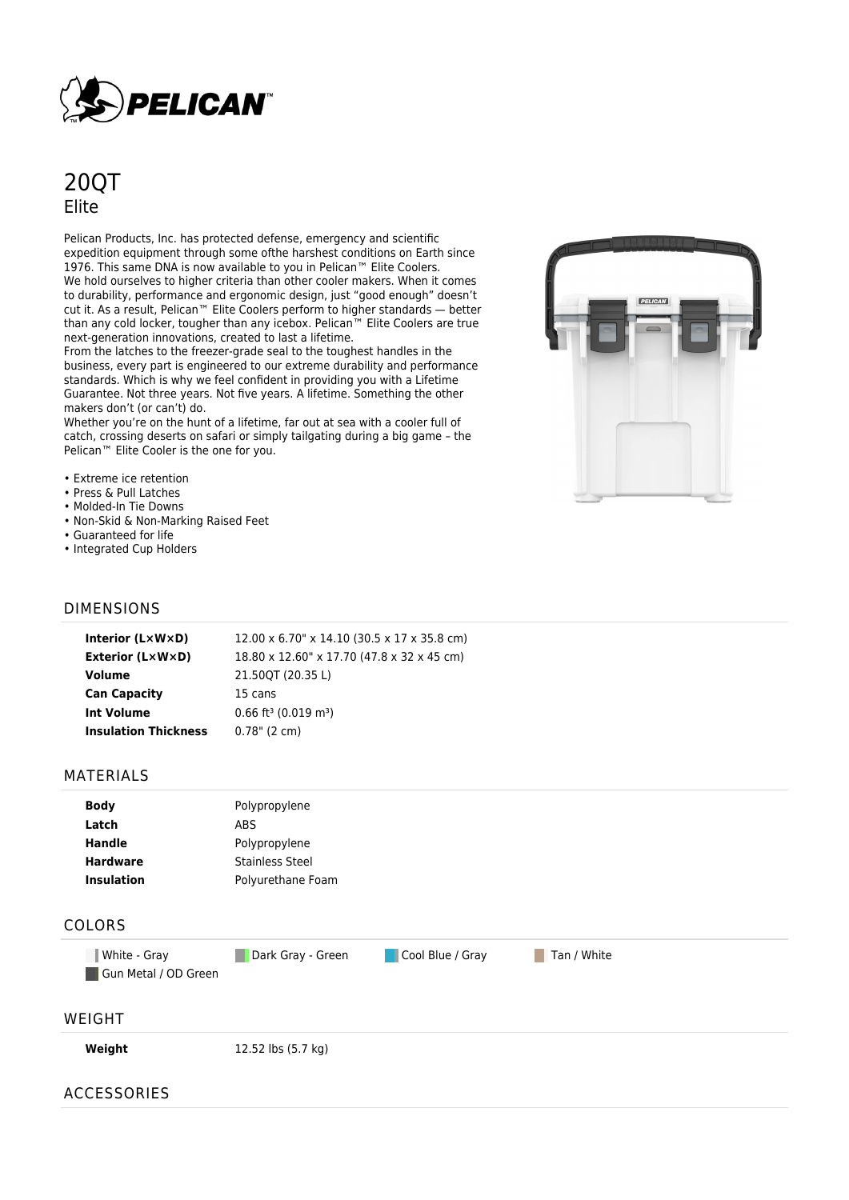# 20QT

## Elite

Pelican Products, Inc. has protected defense, emergency and scientific expedition equipment through some ofthe harshest conditions on Earth since 1976. This same DNA is now available to you in Pelican™ Elite Coolers.
We hold ourselves to higher criteria than other cooler makers. When it comes to durability, performance and ergonomic design, just “good enough” doesn’t cut it. As a result, Pelican™ Elite Coolers perform to higher standards — better than any cold locker, tougher than any icebox. Pelican™ Elite Coolers are true next-generation innovations, created to last a lifetime.
From the latches to the freezer-grade seal to the toughest handles in the business, every part is engineered to our extreme durability and performance standards. Which is why we feel confident in providing you with a Lifetime Guarantee. Not three years. Not five years. A lifetime. Something the other makers don’t (or can’t) do.
Whether you’re on the hunt of a lifetime, far out at sea with a cooler full of catch, crossing deserts on safari or simply tailgating during a big game – the Pelican™ Elite Cooler is the one for you.

- Extreme ice retention
- Press & Pull Latches
- Molded-In Tie Downs
- Non-Skid & Non-Marking Raised Feet
- Guaranteed for life
- Integrated Cup Holders

## DIMENSIONS

| | |
|---|---|
| **Interior (L×W×D)** | 12.00 x 6.70" x 14.10 (30.5 x 17 x 35.8 cm) |
| **Exterior (L×W×D)** | 18.80 x 12.60" x 17.70 (47.8 x 32 x 45 cm) |
| **Volume** | 21.50QT (20.35 L) |
| **Can Capacity** | 15 cans |
| **Int Volume** | 0.66 $ft^3$ (0.019 $m^3$) |
| **Insulation Thickness** | 0.78" (2 cm) |

## MATERIALS

| | |
|---|---|
| **Body** | Polypropylene |
| **Latch** | ABS |
| **Handle** | Polypropylene |
| **Hardware** | Stainless Steel |
| **Insulation** | Polyurethane Foam |

## COLORS

- White - Gray
- Dark Gray - Green
- Cool Blue / Gray
- Tan / White
- Gun Metal / OD Green

## WEIGHT

| | |
|---|---|
| **Weight** | 12.52 lbs (5.7 kg) |

## ACCESSORIES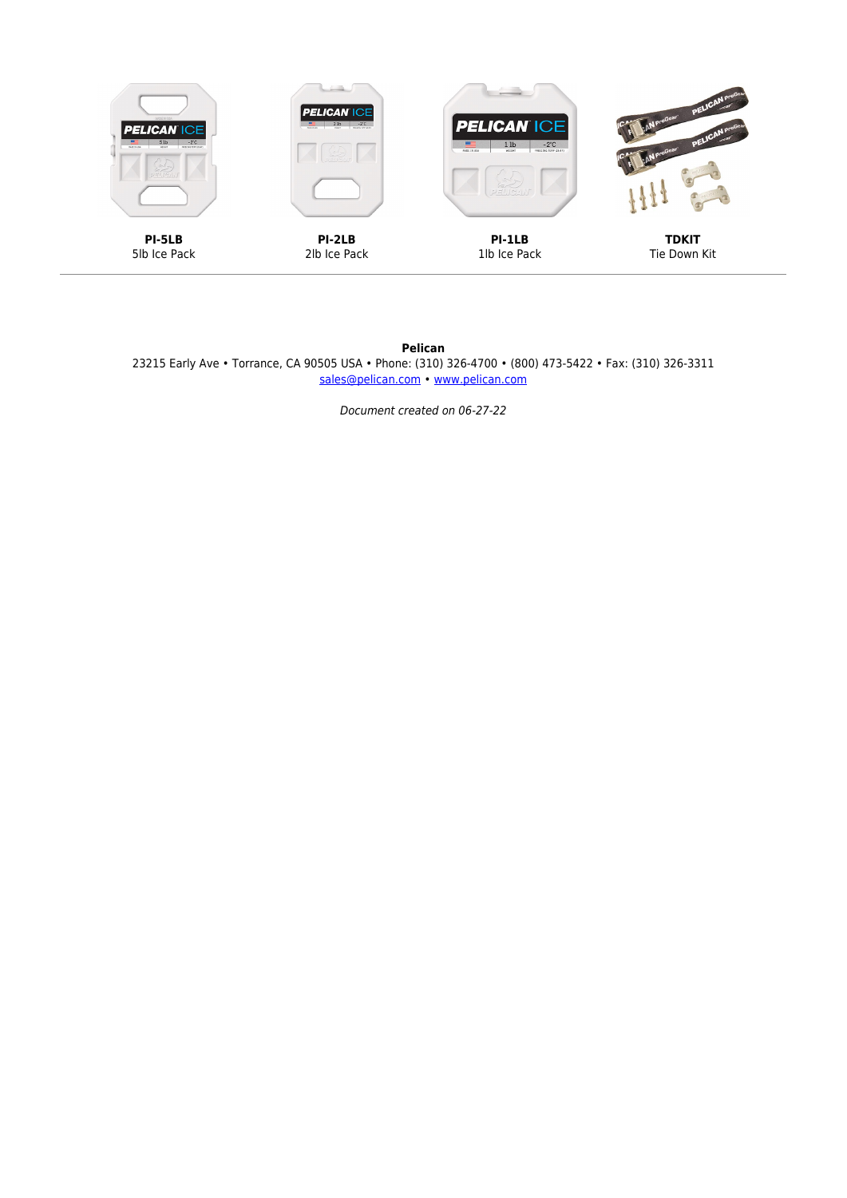**PI-5LB**
5lb Ice Pack

**PI-2LB**
2lb Ice Pack

**PI-1LB**
1lb Ice Pack

**TDKIT**
Tie Down Kit

---

**Pelican**
23215 Early Ave • Torrance, CA 90505 USA • Phone: (310) 326-4700 • (800) 473-5422 • Fax: (310) 326-3311
sales@pelican.com • www.pelican.com

*Document created on 06-27-22*